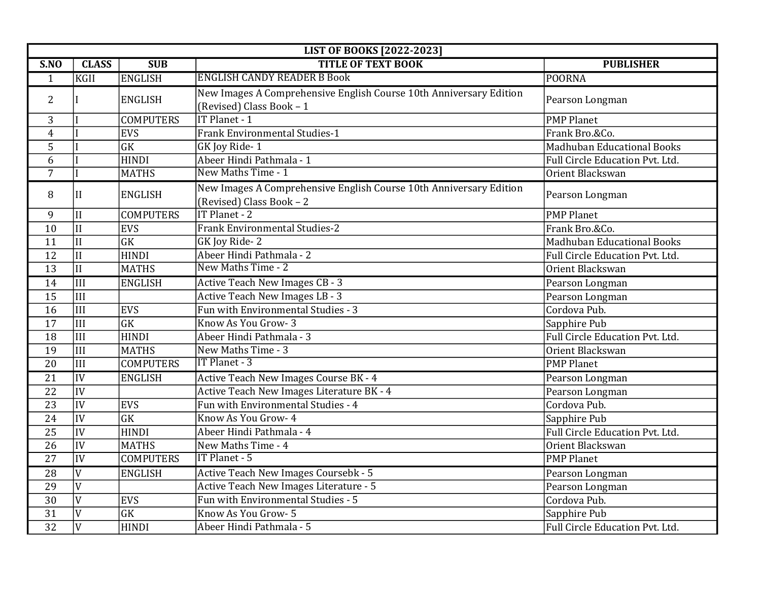| LIST OF BOOKS [2022-2023] | | | | |
|---|---|---|---|---|
| S.NO | CLASS | SUB | TITLE OF TEXT BOOK | PUBLISHER |
| 1 | KGII | ENGLISH | ENGLISH CANDY READER B Book | POORNA |
| 2 | I | ENGLISH | New Images A Comprehensive English Course 10th Anniversary Edition (Revised) Class Book – 1 | Pearson Longman |
| 3 | I | COMPUTERS | IT Planet - 1 | PMP Planet |
| 4 | I | EVS | Frank Environmental Studies-1 | Frank Bro.&Co. |
| 5 | I | GK | GK Joy Ride- 1 | Madhuban Educational Books |
| 6 | I | HINDI | Abeer Hindi Pathmala - 1 | Full Circle Education Pvt. Ltd. |
| 7 | I | MATHS | New Maths Time - 1 | Orient Blackswan |
| 8 | II | ENGLISH | New Images A Comprehensive English Course 10th Anniversary Edition (Revised) Class Book – 2 | Pearson Longman |
| 9 | II | COMPUTERS | IT Planet - 2 | PMP Planet |
| 10 | II | EVS | Frank Environmental Studies-2 | Frank Bro.&Co. |
| 11 | II | GK | GK Joy Ride- 2 | Madhuban Educational Books |
| 12 | II | HINDI | Abeer Hindi Pathmala - 2 | Full Circle Education Pvt. Ltd. |
| 13 | II | MATHS | New Maths Time - 2 | Orient Blackswan |
| 14 | III | ENGLISH | Active Teach New Images CB - 3 | Pearson Longman |
| 15 | III | | Active Teach New Images LB - 3 | Pearson Longman |
| 16 | III | EVS | Fun with Environmental Studies - 3 | Cordova Pub. |
| 17 | III | GK | Know As You Grow- 3 | Sapphire Pub |
| 18 | III | HINDI | Abeer Hindi Pathmala - 3 | Full Circle Education Pvt. Ltd. |
| 19 | III | MATHS | New Maths Time - 3 | Orient Blackswan |
| 20 | III | COMPUTERS | IT Planet - 3 | PMP Planet |
| 21 | IV | ENGLISH | Active Teach New Images Course BK - 4 | Pearson Longman |
| 22 | IV | | Active Teach New Images Literature BK - 4 | Pearson Longman |
| 23 | IV | EVS | Fun with Environmental Studies - 4 | Cordova Pub. |
| 24 | IV | GK | Know As You Grow- 4 | Sapphire Pub |
| 25 | IV | HINDI | Abeer Hindi Pathmala - 4 | Full Circle Education Pvt. Ltd. |
| 26 | IV | MATHS | New Maths Time - 4 | Orient Blackswan |
| 27 | IV | COMPUTERS | IT Planet - 5 | PMP Planet |
| 28 | V | ENGLISH | Active Teach New Images Coursebk - 5 | Pearson Longman |
| 29 | V | | Active Teach New Images Literature - 5 | Pearson Longman |
| 30 | V | EVS | Fun with Environmental Studies - 5 | Cordova Pub. |
| 31 | V | GK | Know As You Grow- 5 | Sapphire Pub |
| 32 | V | HINDI | Abeer Hindi Pathmala - 5 | Full Circle Education Pvt. Ltd. |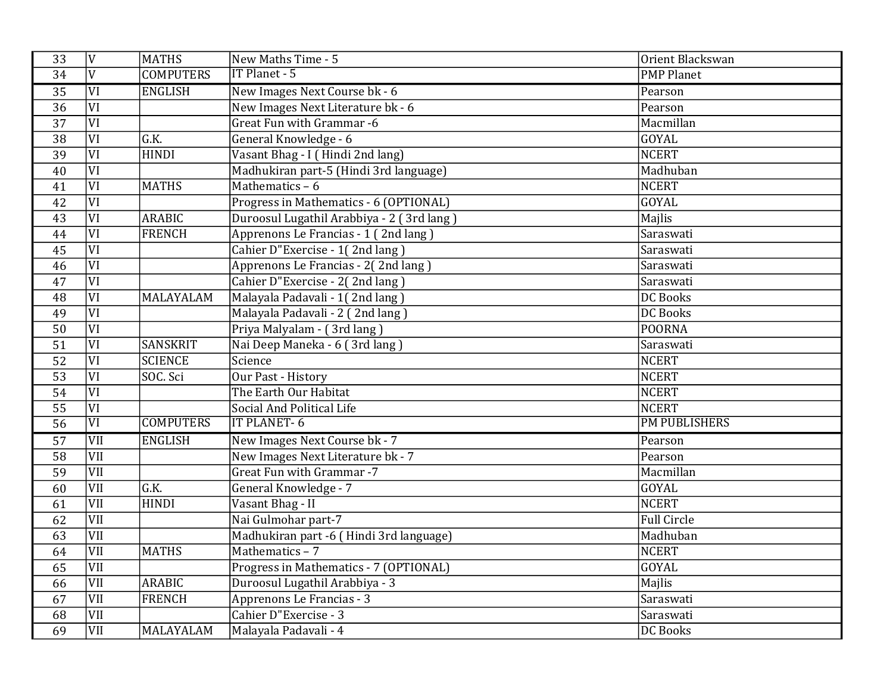| 33 | V | MATHS | New Maths Time - 5 | Orient Blackswan |
|---|---|---|---|---|
| 34 | V | COMPUTERS | IT Planet - 5 | PMP Planet |
| 35 | VI | ENGLISH | New Images Next Course bk - 6 | Pearson |
| 36 | VI | | New Images Next Literature bk - 6 | Pearson |
| 37 | VI | | Great Fun with Grammar -6 | Macmillan |
| 38 | VI | G.K. | General Knowledge - 6 | GOYAL |
| 39 | VI | HINDI | Vasant Bhag - I ( Hindi 2nd lang) | NCERT |
| 40 | VI | | Madhukiran part-5 (Hindi 3rd language) | Madhuban |
| 41 | VI | MATHS | Mathematics – 6 | NCERT |
| 42 | VI | | Progress in Mathematics - 6 (OPTIONAL) | GOYAL |
| 43 | VI | ARABIC | Duroosul Lugathil Arabbiya - 2 ( 3rd lang ) | Majlis |
| 44 | VI | FRENCH | Apprenons Le Francias - 1 ( 2nd lang ) | Saraswati |
| 45 | VI | | Cahier D"Exercise - 1( 2nd lang ) | Saraswati |
| 46 | VI | | Apprenons Le Francias - 2( 2nd lang ) | Saraswati |
| 47 | VI | | Cahier D"Exercise - 2( 2nd lang ) | Saraswati |
| 48 | VI | MALAYALAM | Malayala Padavali - 1( 2nd lang ) | DC Books |
| 49 | VI | | Malayala Padavali - 2 ( 2nd lang ) | DC Books |
| 50 | VI | | Priya Malyalam - ( 3rd lang ) | POORNA |
| 51 | VI | SANSKRIT | Nai Deep Maneka - 6 ( 3rd lang ) | Saraswati |
| 52 | VI | SCIENCE | Science | NCERT |
| 53 | VI | SOC. Sci | Our Past - History | NCERT |
| 54 | VI | | The Earth Our Habitat | NCERT |
| 55 | VI | | Social And Political Life | NCERT |
| 56 | VI | COMPUTERS | IT PLANET- 6 | PM PUBLISHERS |
| 57 | VII | ENGLISH | New Images Next Course bk - 7 | Pearson |
| 58 | VII | | New Images Next Literature bk - 7 | Pearson |
| 59 | VII | | Great Fun with Grammar -7 | Macmillan |
| 60 | VII | G.K. | General Knowledge - 7 | GOYAL |
| 61 | VII | HINDI | Vasant Bhag - II | NCERT |
| 62 | VII | | Nai Gulmohar part-7 | Full Circle |
| 63 | VII | | Madhukiran part -6 ( Hindi 3rd language) | Madhuban |
| 64 | VII | MATHS | Mathematics – 7 | NCERT |
| 65 | VII | | Progress in Mathematics - 7 (OPTIONAL) | GOYAL |
| 66 | VII | ARABIC | Duroosul Lugathil Arabbiya - 3 | Majlis |
| 67 | VII | FRENCH | Apprenons Le Francias - 3 | Saraswati |
| 68 | VII | | Cahier D"Exercise - 3 | Saraswati |
| 69 | VII | MALAYALAM | Malayala Padavali - 4 | DC Books |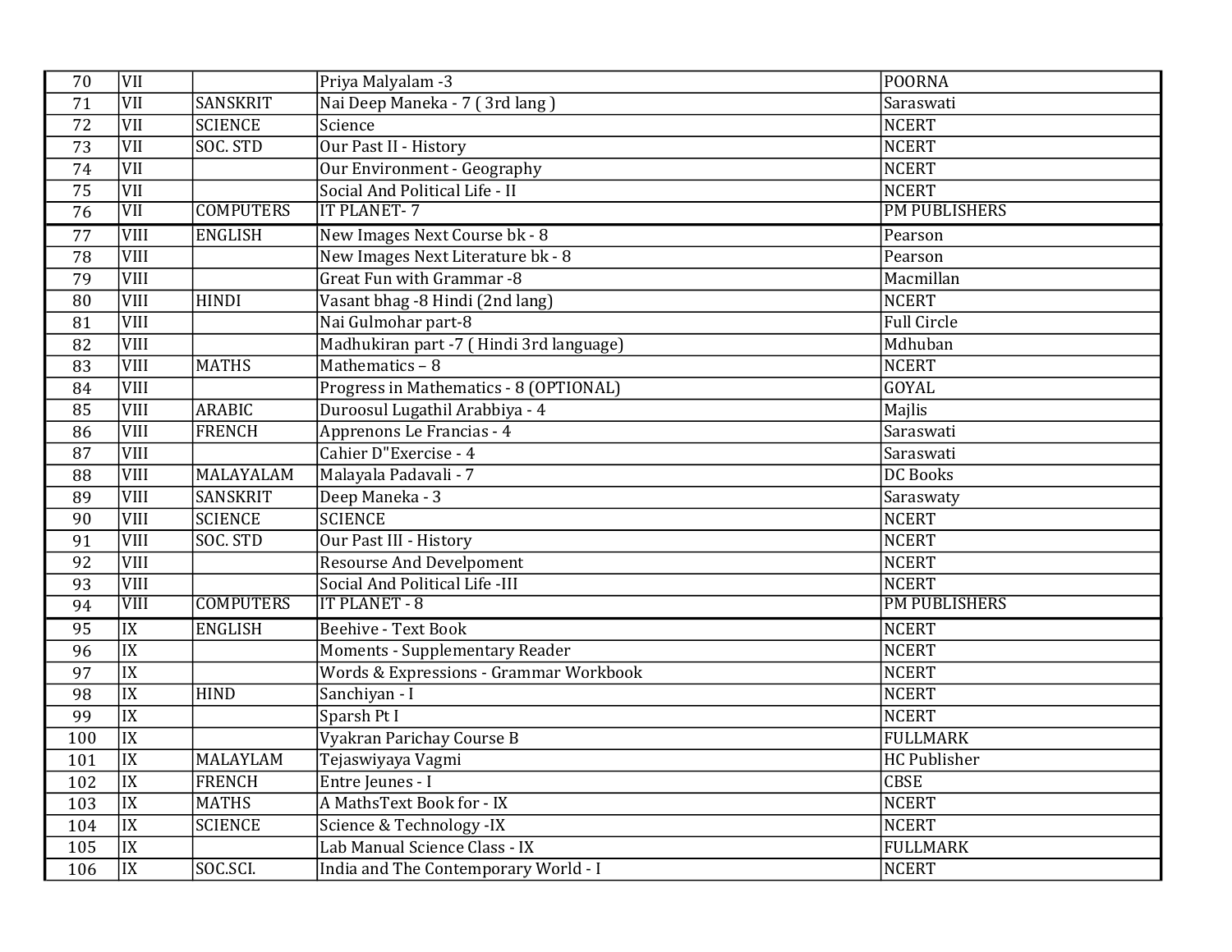| | | | | |
|---|---|---|---|---|
| 70 | VII | | Priya Malyalam -3 | POORNA |
| 71 | VII | SANSKRIT | Nai Deep Maneka - 7 ( 3rd lang ) | Saraswati |
| 72 | VII | SCIENCE | Science | NCERT |
| 73 | VII | SOC. STD | Our Past II - History | NCERT |
| 74 | VII | | Our Environment - Geography | NCERT |
| 75 | VII | | Social And Political Life - II | NCERT |
| 76 | VII | COMPUTERS | IT PLANET- 7 | PM PUBLISHERS |
| 77 | VIII | ENGLISH | New Images Next Course bk - 8 | Pearson |
| 78 | VIII | | New Images Next Literature bk - 8 | Pearson |
| 79 | VIII | | Great Fun with Grammar -8 | Macmillan |
| 80 | VIII | HINDI | Vasant bhag -8 Hindi (2nd lang) | NCERT |
| 81 | VIII | | Nai Gulmohar part-8 | Full Circle |
| 82 | VIII | | Madhukiran part -7 ( Hindi 3rd language) | Mdhuban |
| 83 | VIII | MATHS | Mathematics – 8 | NCERT |
| 84 | VIII | | Progress in Mathematics - 8 (OPTIONAL) | GOYAL |
| 85 | VIII | ARABIC | Duroosul Lugathil Arabbiya - 4 | Majlis |
| 86 | VIII | FRENCH | Apprenons Le Francias - 4 | Saraswati |
| 87 | VIII | | Cahier D"Exercise - 4 | Saraswati |
| 88 | VIII | MALAYALAM | Malayala Padavali - 7 | DC Books |
| 89 | VIII | SANSKRIT | Deep Maneka - 3 | Saraswaty |
| 90 | VIII | SCIENCE | SCIENCE | NCERT |
| 91 | VIII | SOC. STD | Our Past III - History | NCERT |
| 92 | VIII | | Resourse And Develpoment | NCERT |
| 93 | VIII | | Social And Political Life -III | NCERT |
| 94 | VIII | COMPUTERS | IT PLANET - 8 | PM PUBLISHERS |
| 95 | IX | ENGLISH | Beehive - Text Book | NCERT |
| 96 | IX | | Moments - Supplementary Reader | NCERT |
| 97 | IX | | Words & Expressions - Grammar Workbook | NCERT |
| 98 | IX | HIND | Sanchiyan - I | NCERT |
| 99 | IX | | Sparsh Pt I | NCERT |
| 100 | IX | | Vyakran Parichay Course B | FULLMARK |
| 101 | IX | MALAYLAM | Tejaswiyaya Vagmi | HC Publisher |
| 102 | IX | FRENCH | Entre Jeunes - I | CBSE |
| 103 | IX | MATHS | A MathsText Book for - IX | NCERT |
| 104 | IX | SCIENCE | Science & Technology -IX | NCERT |
| 105 | IX | | Lab Manual Science Class - IX | FULLMARK |
| 106 | IX | SOC.SCI. | India and The Contemporary World - I | NCERT |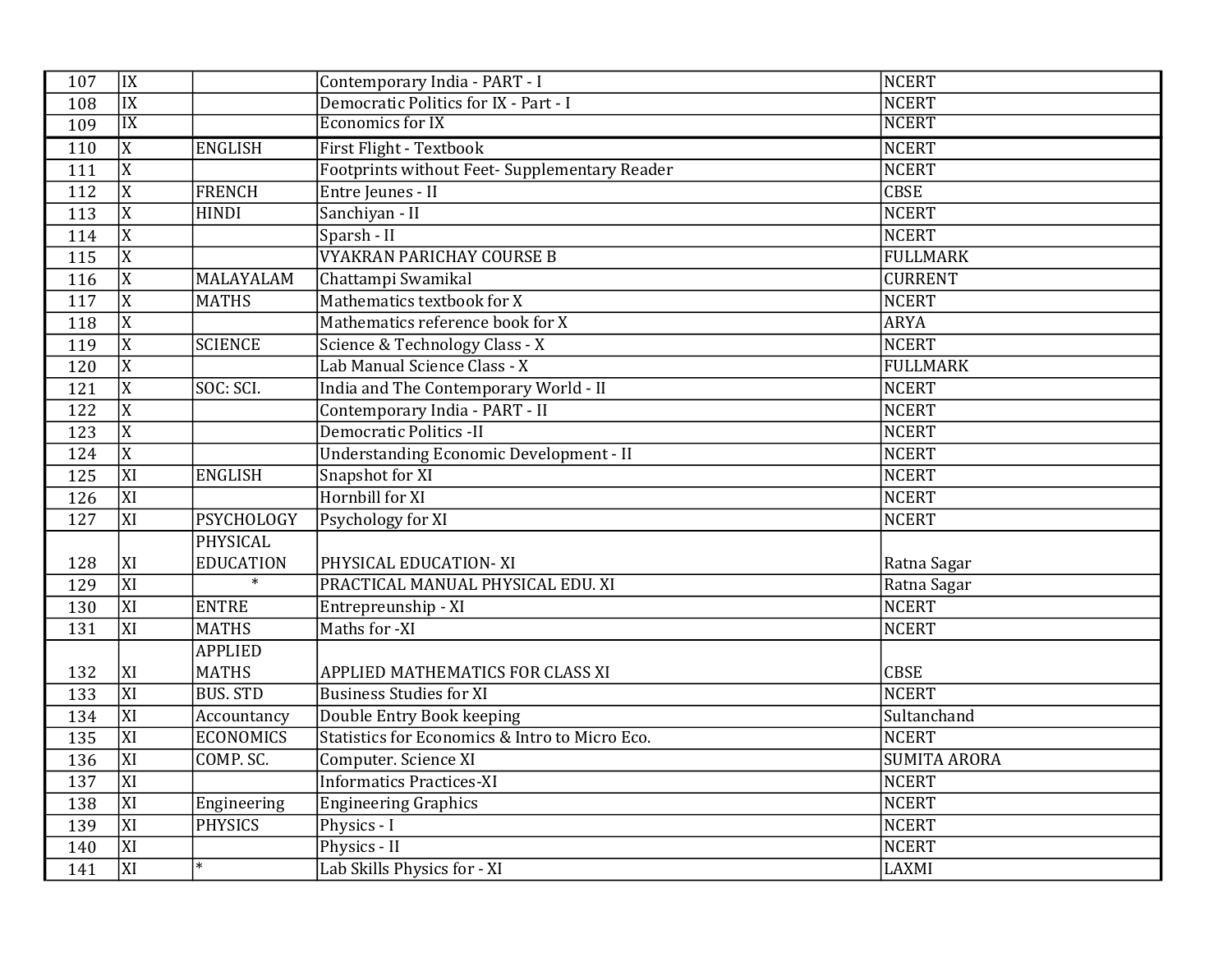| | | | | |
|---|---|---|---|---|
| 107 | IX | | Contemporary India - PART - I | NCERT |
| 108 | IX | | Democratic Politics for IX - Part - I | NCERT |
| 109 | IX | | Economics for IX | NCERT |
| 110 | X | ENGLISH | First Flight - Textbook | NCERT |
| 111 | X | | Footprints without Feet- Supplementary Reader | NCERT |
| 112 | X | FRENCH | Entre Jeunes - II | CBSE |
| 113 | X | HINDI | Sanchiyan - II | NCERT |
| 114 | X | | Sparsh - II | NCERT |
| 115 | X | | VYAKRAN PARICHAY COURSE B | FULLMARK |
| 116 | X | MALAYALAM | Chattampi Swamikal | CURRENT |
| 117 | X | MATHS | Mathematics textbook for X | NCERT |
| 118 | X | | Mathematics reference book for X | ARYA |
| 119 | X | SCIENCE | Science & Technology Class - X | NCERT |
| 120 | X | | Lab Manual Science Class - X | FULLMARK |
| 121 | X | SOC: SCI. | India and The Contemporary World - II | NCERT |
| 122 | X | | Contemporary India - PART - II | NCERT |
| 123 | X | | Democratic Politics -II | NCERT |
| 124 | X | | Understanding Economic Development - II | NCERT |
| 125 | XI | ENGLISH | Snapshot for XI | NCERT |
| 126 | XI | | Hornbill for XI | NCERT |
| 127 | XI | PSYCHOLOGY | Psychology for XI | NCERT |
| 128 | XI | PHYSICAL EDUCATION | PHYSICAL EDUCATION- XI | Ratna Sagar |
| 129 | XI | * | PRACTICAL MANUAL PHYSICAL EDU. XI | Ratna Sagar |
| 130 | XI | ENTRE | Entrepreunship - XI | NCERT |
| 131 | XI | MATHS | Maths for -XI | NCERT |
| 132 | XI | APPLIED MATHS | APPLIED MATHEMATICS FOR CLASS XI | CBSE |
| 133 | XI | BUS. STD | Business Studies for XI | NCERT |
| 134 | XI | Accountancy | Double Entry Book keeping | Sultanchand |
| 135 | XI | ECONOMICS | Statistics for Economics & Intro to Micro Eco. | NCERT |
| 136 | XI | COMP. SC. | Computer. Science XI | SUMITA ARORA |
| 137 | XI | | Informatics Practices-XI | NCERT |
| 138 | XI | Engineering | Engineering Graphics | NCERT |
| 139 | XI | PHYSICS | Physics - I | NCERT |
| 140 | XI | | Physics - II | NCERT |
| 141 | XI | * | Lab Skills Physics for - XI | LAXMI |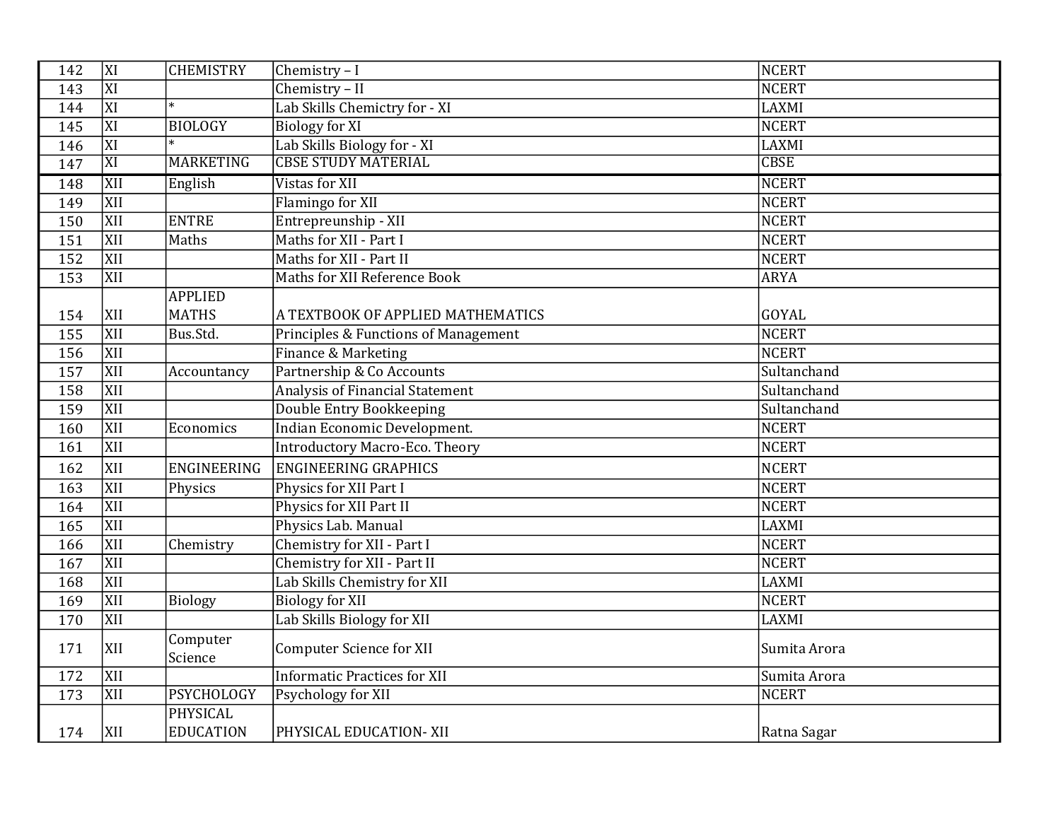| 142 | XI | CHEMISTRY | Chemistry – I | NCERT |
|---|---|---|---|---|
| 143 | XI | | Chemistry – II | NCERT |
| 144 | XI | * | Lab Skills Chemictry for - XI | LAXMI |
| 145 | XI | BIOLOGY | Biology for XI | NCERT |
| 146 | XI | * | Lab Skills Biology for - XI | LAXMI |
| 147 | XI | MARKETING | CBSE STUDY MATERIAL | CBSE |
| 148 | XII | English | Vistas for XII | NCERT |
| 149 | XII | | Flamingo for XII | NCERT |
| 150 | XII | ENTRE | Entrepreunship - XII | NCERT |
| 151 | XII | Maths | Maths for XII - Part I | NCERT |
| 152 | XII | | Maths for XII - Part II | NCERT |
| 153 | XII | | Maths for XII Reference Book | ARYA |
| 154 | XII | APPLIED MATHS | A TEXTBOOK OF APPLIED MATHEMATICS | GOYAL |
| 155 | XII | Bus.Std. | Principles & Functions of Management | NCERT |
| 156 | XII | | Finance & Marketing | NCERT |
| 157 | XII | Accountancy | Partnership & Co Accounts | Sultanchand |
| 158 | XII | | Analysis of Financial Statement | Sultanchand |
| 159 | XII | | Double Entry Bookkeeping | Sultanchand |
| 160 | XII | Economics | Indian Economic Development. | NCERT |
| 161 | XII | | Introductory Macro-Eco. Theory | NCERT |
| 162 | XII | ENGINEERING | ENGINEERING GRAPHICS | NCERT |
| 163 | XII | Physics | Physics for XII Part I | NCERT |
| 164 | XII | | Physics for XII Part II | NCERT |
| 165 | XII | | Physics Lab. Manual | LAXMI |
| 166 | XII | Chemistry | Chemistry for XII - Part I | NCERT |
| 167 | XII | | Chemistry for XII - Part II | NCERT |
| 168 | XII | | Lab Skills Chemistry for XII | LAXMI |
| 169 | XII | Biology | Biology for XII | NCERT |
| 170 | XII | | Lab Skills Biology for XII | LAXMI |
| 171 | XII | Computer Science | Computer Science for XII | Sumita Arora |
| 172 | XII | | Informatic Practices for XII | Sumita Arora |
| 173 | XII | PSYCHOLOGY | Psychology for XII | NCERT |
| 174 | XII | PHYSICAL EDUCATION | PHYSICAL EDUCATION- XII | Ratna Sagar |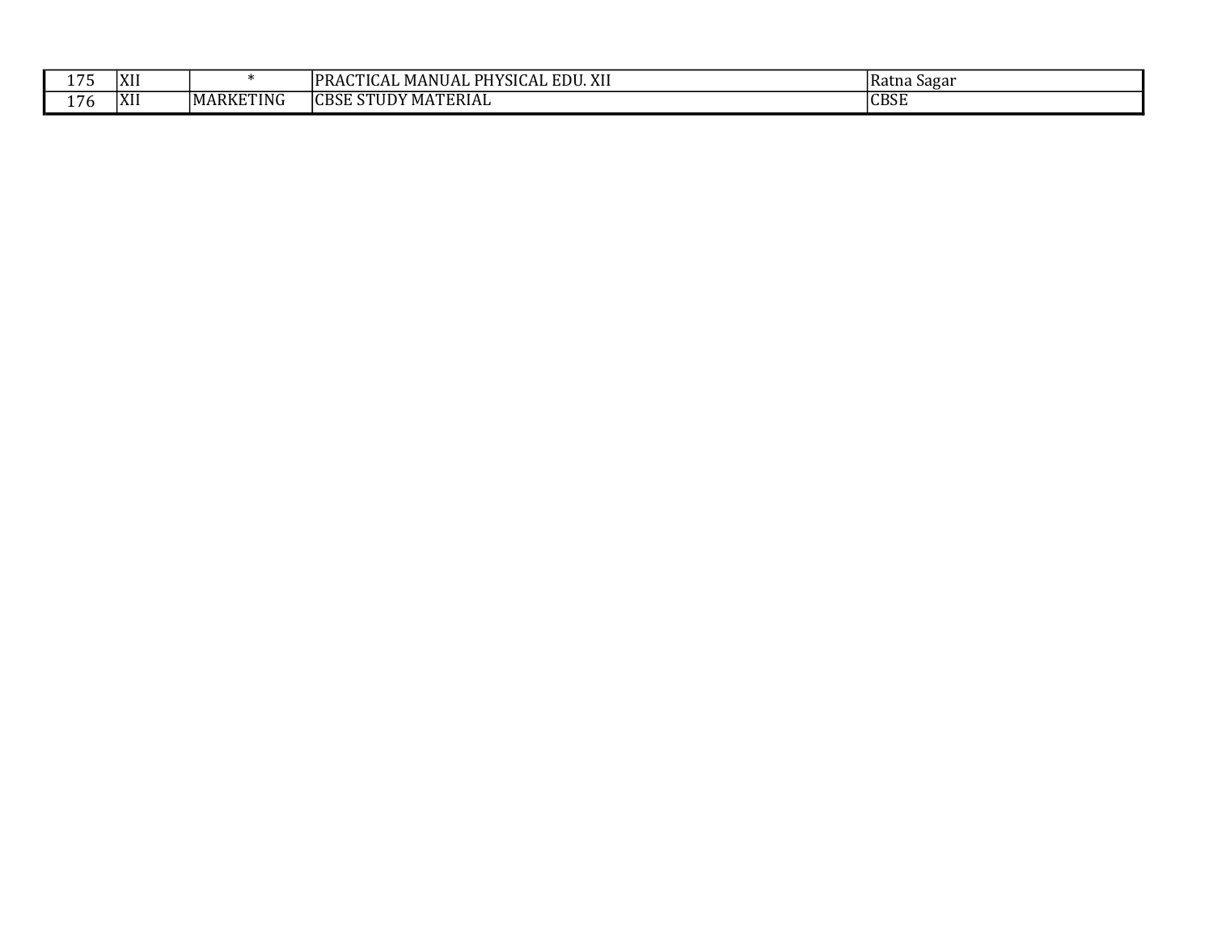| | | | | |
|---|---|---|---|---|
| 175 | XII | * | PRACTICAL MANUAL PHYSICAL EDU. XII | Ratna Sagar |
| 176 | XII | MARKETING | CBSE STUDY MATERIAL | CBSE |